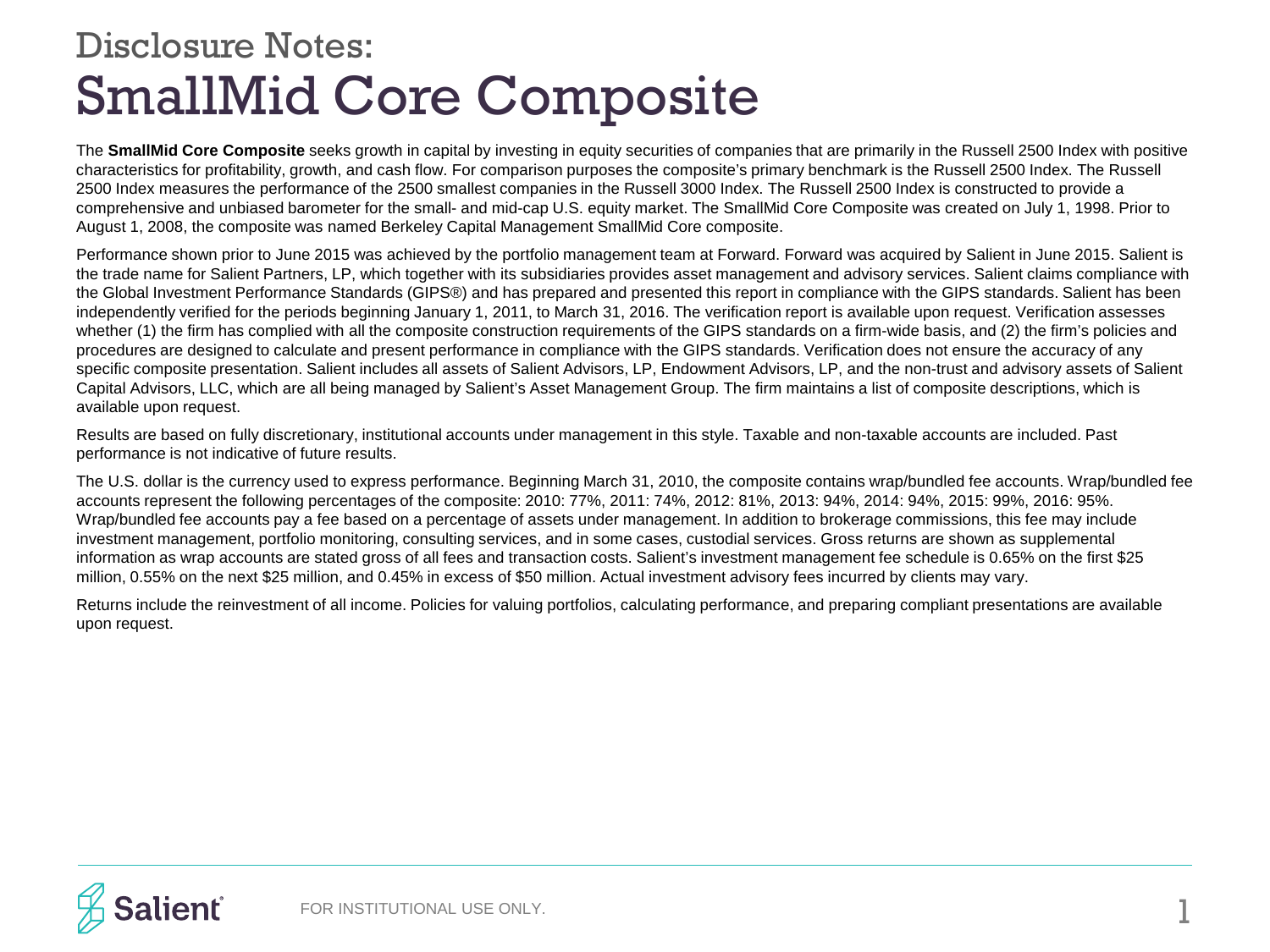# Disclosure Notes: SmallMid Core Composite

The **SmallMid Core Composite** seeks growth in capital by investing in equity securities of companies that are primarily in the Russell 2500 Index with positive characteristics for profitability, growth, and cash flow. For comparison purposes the composite's primary benchmark is the Russell 2500 Index. The Russell 2500 Index measures the performance of the 2500 smallest companies in the Russell 3000 Index. The Russell 2500 Index is constructed to provide a comprehensive and unbiased barometer for the small- and mid-cap U.S. equity market. The SmallMid Core Composite was created on July 1, 1998. Prior to August 1, 2008, the composite was named Berkeley Capital Management SmallMid Core composite.

Performance shown prior to June 2015 was achieved by the portfolio management team at Forward. Forward was acquired by Salient in June 2015. Salient is the trade name for Salient Partners, LP, which together with its subsidiaries provides asset management and advisory services. Salient claims compliance with the Global Investment Performance Standards (GIPS®) and has prepared and presented this report in compliance with the GIPS standards. Salient has been independently verified for the periods beginning January 1, 2011, to March 31, 2016. The verification report is available upon request. Verification assesses whether (1) the firm has complied with all the composite construction requirements of the GIPS standards on a firm-wide basis, and (2) the firm's policies and procedures are designed to calculate and present performance in compliance with the GIPS standards. Verification does not ensure the accuracy of any specific composite presentation. Salient includes all assets of Salient Advisors, LP, Endowment Advisors, LP, and the non-trust and advisory assets of Salient Capital Advisors, LLC, which are all being managed by Salient's Asset Management Group. The firm maintains a list of composite descriptions, which is available upon request.

Results are based on fully discretionary, institutional accounts under management in this style. Taxable and non-taxable accounts are included. Past performance is not indicative of future results.

The U.S. dollar is the currency used to express performance. Beginning March 31, 2010, the composite contains wrap/bundled fee accounts. Wrap/bundled fee accounts represent the following percentages of the composite: 2010: 77%, 2011: 74%, 2012: 81%, 2013: 94%, 2014: 94%, 2015: 99%, 2016: 95%. Wrap/bundled fee accounts pay a fee based on a percentage of assets under management. In addition to brokerage commissions, this fee may include investment management, portfolio monitoring, consulting services, and in some cases, custodial services. Gross returns are shown as supplemental information as wrap accounts are stated gross of all fees and transaction costs. Salient's investment management fee schedule is 0.65% on the first $25 million, 0.55% on the next $25 million, and 0.45% in excess of $50 million. Actual investment advisory fees incurred by clients may vary.

Returns include the reinvestment of all income. Policies for valuing portfolios, calculating performance, and preparing compliant presentations are available upon request.

FOR INSTITUTIONAL USE ONLY.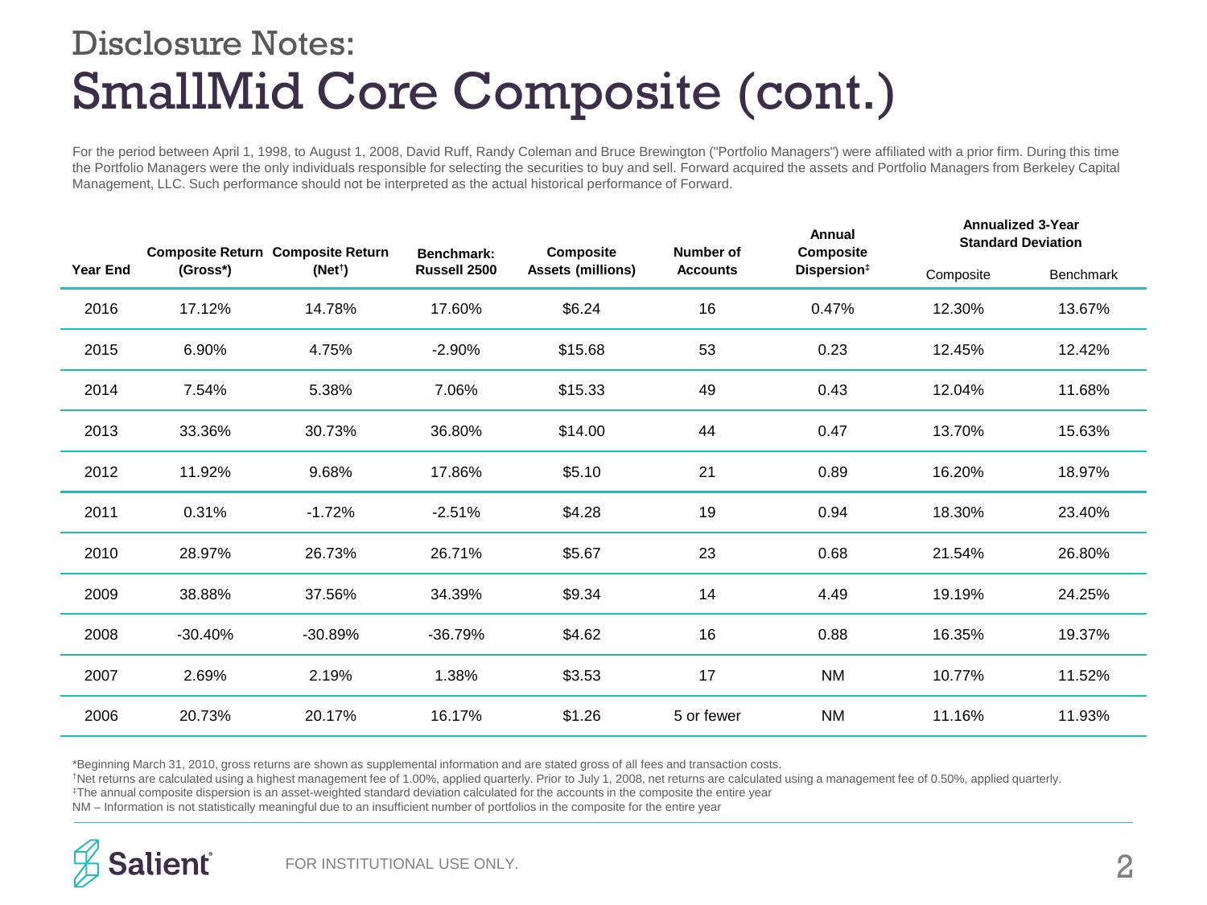Disclosure Notes:

# SmallMid Core Composite (cont.)

For the period between April 1, 1998, to August 1, 2008, David Ruff, Randy Coleman and Bruce Brewington ("Portfolio Managers") were affiliated with a prior firm. During this time the Portfolio Managers were the only individuals responsible for selecting the securities to buy and sell. Forward acquired the assets and Portfolio Managers from Berkeley Capital Management, LLC. Such performance should not be interpreted as the actual historical performance of Forward.

| Year End | Composite Return (Gross*) | Composite Return (Net†) | Benchmark: Russell 2500 | Composite Assets (millions) | Number of Accounts | Annual Composite Dispersion‡ | Annualized 3-Year Standard Deviation | |
|---|---|---|---|---|---|---|---|---|
| | | | | | | | Composite | Benchmark |
| 2016 | 17.12% | 14.78% | 17.60% | $6.24 | 16 | 0.47% | 12.30% | 13.67% |
| 2015 | 6.90% | 4.75% | -2.90% | $15.68 | 53 | 0.23 | 12.45% | 12.42% |
| 2014 | 7.54% | 5.38% | 7.06% | $15.33 | 49 | 0.43 | 12.04% | 11.68% |
| 2013 | 33.36% | 30.73% | 36.80% | $14.00 | 44 | 0.47 | 13.70% | 15.63% |
| 2012 | 11.92% | 9.68% | 17.86% | $5.10 | 21 | 0.89 | 16.20% | 18.97% |
| 2011 | 0.31% | -1.72% | -2.51% | $4.28 | 19 | 0.94 | 18.30% | 23.40% |
| 2010 | 28.97% | 26.73% | 26.71% | $5.67 | 23 | 0.68 | 21.54% | 26.80% |
| 2009 | 38.88% | 37.56% | 34.39% | $9.34 | 14 | 4.49 | 19.19% | 24.25% |
| 2008 | -30.40% | -30.89% | -36.79% | $4.62 | 16 | 0.88 | 16.35% | 19.37% |
| 2007 | 2.69% | 2.19% | 1.38% | $3.53 | 17 | NM | 10.77% | 11.52% |
| 2006 | 20.73% | 20.17% | 16.17% | $1.26 | 5 or fewer | NM | 11.16% | 11.93% |

*Beginning March 31, 2010, gross returns are shown as supplemental information and are stated gross of all fees and transaction costs.

†Net returns are calculated using a highest management fee of 1.00%, applied quarterly. Prior to July 1, 2008, net returns are calculated using a management fee of 0.50%, applied quarterly.

‡The annual composite dispersion is an asset-weighted standard deviation calculated for the accounts in the composite the entire year

NM – Information is not statistically meaningful due to an insufficient number of portfolios in the composite for the entire year

Salient

FOR INSTITUTIONAL USE ONLY.